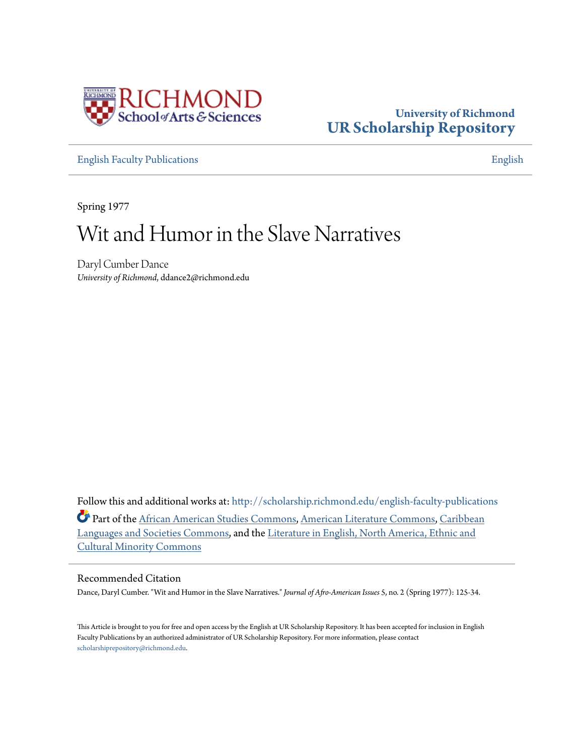University of Richmond
# UR Scholarship Repository

English Faculty Publications English

Spring 1977

# Wit and Humor in the Slave Narratives

Daryl Cumber Dance
*University of Richmond*, ddance2@richmond.edu

Follow this and additional works at: http://scholarship.richmond.edu/english-faculty-publications

Part of the African American Studies Commons, American Literature Commons, Caribbean Languages and Societies Commons, and the Literature in English, North America, Ethnic and Cultural Minority Commons

## Recommended Citation

Dance, Daryl Cumber. "Wit and Humor in the Slave Narratives." *Journal of Afro-American Issues* 5, no. 2 (Spring 1977): 125-34.

This Article is brought to you for free and open access by the English at UR Scholarship Repository. It has been accepted for inclusion in English Faculty Publications by an authorized administrator of UR Scholarship Repository. For more information, please contact scholarshiprepository@richmond.edu.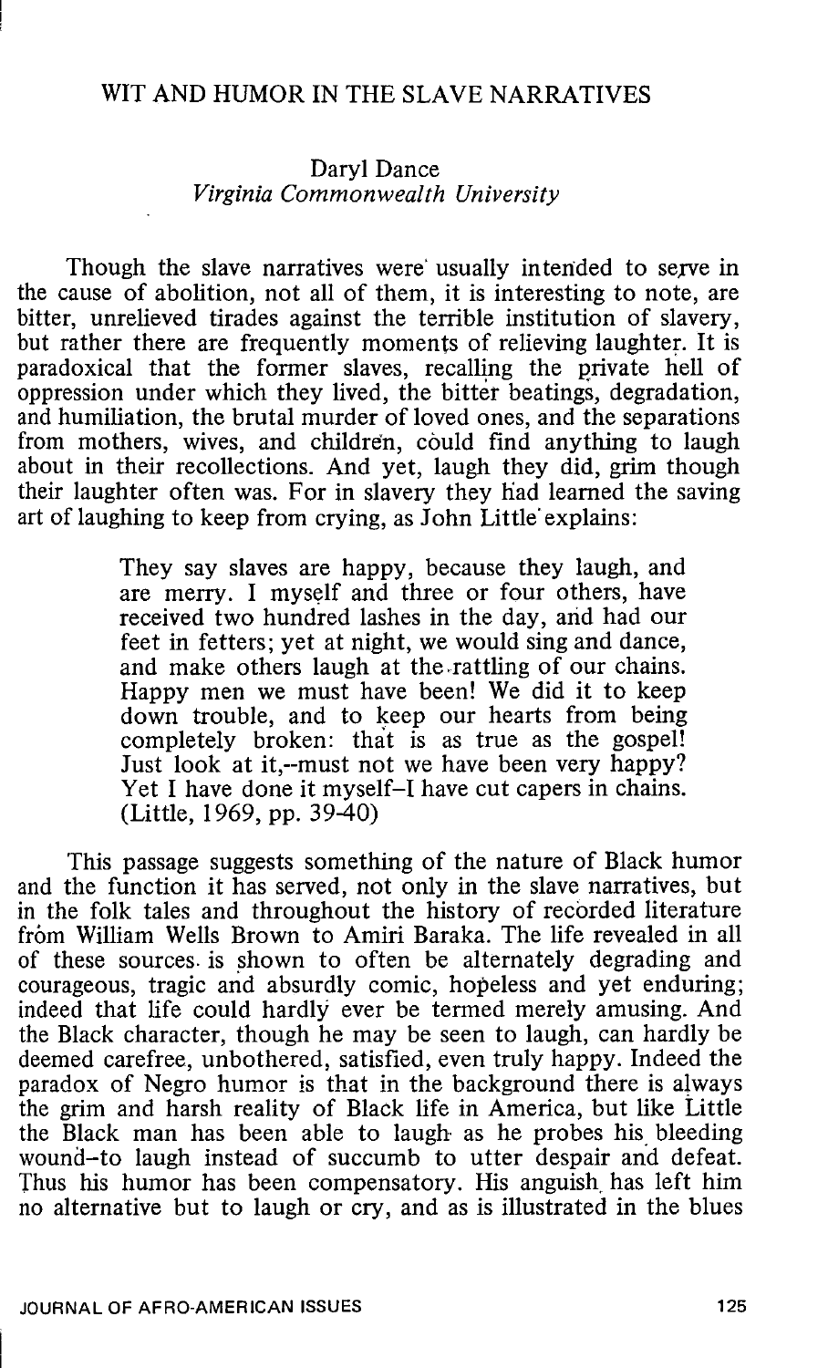# WIT AND HUMOR IN THE SLAVE NARRATIVES

Daryl Dance
*Virginia Commonwealth University*

Though the slave narratives were usually intended to serve in the cause of abolition, not all of them, it is interesting to note, are bitter, unrelieved tirades against the terrible institution of slavery, but rather there are frequently moments of relieving laughter. It is paradoxical that the former slaves, recalling the private hell of oppression under which they lived, the bitter beatings, degradation, and humiliation, the brutal murder of loved ones, and the separations from mothers, wives, and children, could find anything to laugh about in their recollections. And yet, laugh they did, grim though their laughter often was. For in slavery they had learned the saving art of laughing to keep from crying, as John Little explains:

> They say slaves are happy, because they laugh, and are merry. I myself and three or four others, have received two hundred lashes in the day, and had our feet in fetters; yet at night, we would sing and dance, and make others laugh at the rattling of our chains. Happy men we must have been! We did it to keep down trouble, and to keep our hearts from being completely broken: that is as true as the gospel! Just look at it,--must not we have been very happy? Yet I have done it myself–I have cut capers in chains. (Little, 1969, pp. 39-40)

This passage suggests something of the nature of Black humor and the function it has served, not only in the slave narratives, but in the folk tales and throughout the history of recorded literature from William Wells Brown to Amiri Baraka. The life revealed in all of these sources is shown to often be alternately degrading and courageous, tragic and absurdly comic, hopeless and yet enduring; indeed that life could hardly ever be termed merely amusing. And the Black character, though he may be seen to laugh, can hardly be deemed carefree, unbothered, satisfied, even truly happy. Indeed the paradox of Negro humor is that in the background there is always the grim and harsh reality of Black life in America, but like Little the Black man has been able to laugh as he probes his bleeding wound–to laugh instead of succumb to utter despair and defeat. Thus his humor has been compensatory. His anguish has left him no alternative but to laugh or cry, and as is illustrated in the blues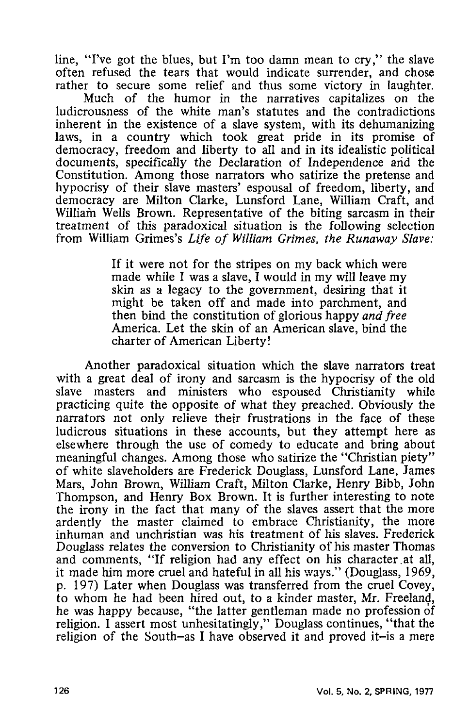line, "I've got the blues, but I'm too damn mean to cry," the slave often refused the tears that would indicate surrender, and chose rather to secure some relief and thus some victory in laughter.

Much of the humor in the narratives capitalizes on the ludicrousness of the white man's statutes and the contradictions inherent in the existence of a slave system, with its dehumanizing laws, in a country which took great pride in its promise of democracy, freedom and liberty to all and in its idealistic political documents, specifically the Declaration of Independence and the Constitution. Among those narrators who satirize the pretense and hypocrisy of their slave masters' espousal of freedom, liberty, and democracy are Milton Clarke, Lunsford Lane, William Craft, and William Wells Brown. Representative of the biting sarcasm in their treatment of this paradoxical situation is the following selection from William Grimes's *Life of William Grimes, the Runaway Slave:*

> If it were not for the stripes on my back which were made while I was a slave, I would in my will leave my skin as a legacy to the government, desiring that it might be taken off and made into parchment, and then bind the constitution of glorious happy *and free* America. Let the skin of an American slave, bind the charter of American Liberty!

Another paradoxical situation which the slave narrators treat with a great deal of irony and sarcasm is the hypocrisy of the old slave masters and ministers who espoused Christianity while practicing quite the opposite of what they preached. Obviously the narrators not only relieve their frustrations in the face of these ludicrous situations in these accounts, but they attempt here as elsewhere through the use of comedy to educate and bring about meaningful changes. Among those who satirize the "Christian piety" of white slaveholders are Frederick Douglass, Lunsford Lane, James Mars, John Brown, William Craft, Milton Clarke, Henry Bibb, John Thompson, and Henry Box Brown. It is further interesting to note the irony in the fact that many of the slaves assert that the more ardently the master claimed to embrace Christianity, the more inhuman and unchristian was his treatment of his slaves. Frederick Douglass relates the conversion to Christianity of his master Thomas and comments, "If religion had any effect on his character at all, it made him more cruel and hateful in all his ways." (Douglass, 1969, p. 197) Later when Douglass was transferred from the cruel Covey, to whom he had been hired out, to a kinder master, Mr. Freeland, he was happy because, "the latter gentleman made no profession of religion. I assert most unhesitatingly," Douglass continues, "that the religion of the South–as I have observed it and proved it–is a mere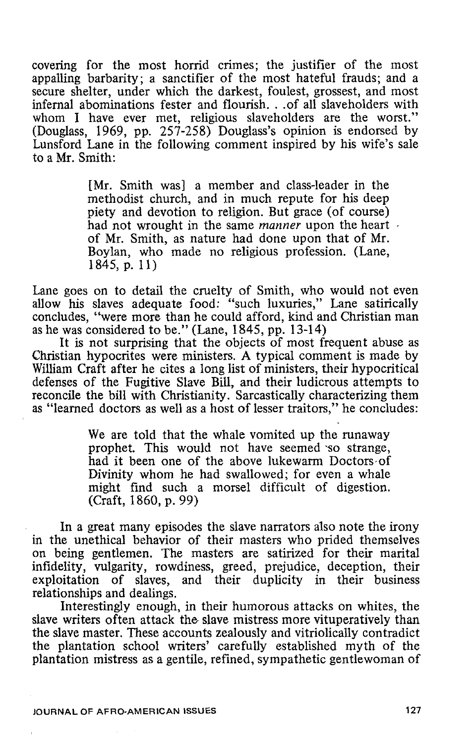covering for the most horrid crimes; the justifier of the most appalling barbarity; a sanctifier of the most hateful frauds; and a secure shelter, under which the darkest, foulest, grossest, and most infernal abominations fester and flourish. . .of all slaveholders with whom I have ever met, religious slaveholders are the worst." (Douglass, 1969, pp. 257-258) Douglass's opinion is endorsed by Lunsford Lane in the following comment inspired by his wife's sale to a Mr. Smith:

> [Mr. Smith was] a member and class-leader in the methodist church, and in much repute for his deep piety and devotion to religion. But grace (of course) had not wrought in the same *manner* upon the heart of Mr. Smith, as nature had done upon that of Mr. Boylan, who made no religious profession. (Lane, 1845, p. 11)

Lane goes on to detail the cruelty of Smith, who would not even allow his slaves adequate food: "such luxuries," Lane satirically concludes, "were more than he could afford, kind and Christian man as he was considered to be." (Lane, 1845, pp. 13-14)

It is not surprising that the objects of most frequent abuse as Christian hypocrites were ministers. A typical comment is made by William Craft after he cites a long list of ministers, their hypocritical defenses of the Fugitive Slave Bill, and their ludicrous attempts to reconcile the bill with Christianity. Sarcastically characterizing them as "learned doctors as well as a host of lesser traitors," he concludes:

> We are told that the whale vomited up the runaway prophet. This would not have seemed so strange, had it been one of the above lukewarm Doctors of Divinity whom he had swallowed; for even a whale might find such a morsel difficult of digestion. (Craft, 1860, p. 99)

In a great many episodes the slave narrators also note the irony in the unethical behavior of their masters who prided themselves on being gentlemen. The masters are satirized for their marital infidelity, vulgarity, rowdiness, greed, prejudice, deception, their exploitation of slaves, and their duplicity in their business relationships and dealings.

Interestingly enough, in their humorous attacks on whites, the slave writers often attack the slave mistress more vituperatively than the slave master. These accounts zealously and vitriolically contradict the plantation school writers' carefully established myth of the plantation mistress as a gentile, refined, sympathetic gentlewoman of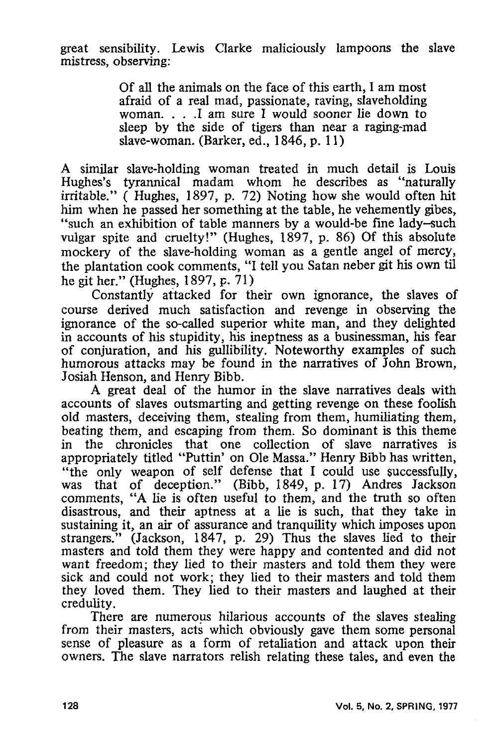great sensibility. Lewis Clarke maliciously lampoons the slave mistress, observing:

> Of all the animals on the face of this earth, I am most afraid of a real mad, passionate, raving, slaveholding woman. . . .I am sure I would sooner lie down to sleep by the side of tigers than near a raging-mad slave-woman. (Barker, ed., 1846, p. 11)

A similar slave-holding woman treated in much detail is Louis Hughes's tyrannical madam whom he describes as "naturally irritable." ( Hughes, 1897, p. 72) Noting how she would often hit him when he passed her something at the table, he vehemently gibes, "such an exhibition of table manners by a would-be fine lady–such vulgar spite and cruelty!" (Hughes, 1897, p. 86) Of this absolute mockery of the slave-holding woman as a gentle angel of mercy, the plantation cook comments, "I tell you Satan neber git his own til he git her." (Hughes, 1897, p. 71)

Constantly attacked for their own ignorance, the slaves of course derived much satisfaction and revenge in observing the ignorance of the so-called superior white man, and they delighted in accounts of his stupidity, his ineptness as a businessman, his fear of conjuration, and his gullibility. Noteworthy examples of such humorous attacks may be found in the narratives of John Brown, Josiah Henson, and Henry Bibb.

A great deal of the humor in the slave narratives deals with accounts of slaves outsmarting and getting revenge on these foolish old masters, deceiving them, stealing from them, humiliating them, beating them, and escaping from them. So dominant is this theme in the chronicles that one collection of slave narratives is appropriately titled "Puttin' on Ole Massa." Henry Bibb has written, "the only weapon of self defense that I could use successfully, was that of deception." (Bibb, 1849, p. 17) Andres Jackson comments, "A lie is often useful to them, and the truth so often disastrous, and their aptness at a lie is such, that they take in sustaining it, an air of assurance and tranquility which imposes upon strangers." (Jackson, 1847, p. 29) Thus the slaves lied to their masters and told them they were happy and contented and did not want freedom; they lied to their masters and told them they were sick and could not work; they lied to their masters and told them they loved them. They lied to their masters and laughed at their credulity.

There are numerous hilarious accounts of the slaves stealing from their masters, acts which obviously gave them some personal sense of pleasure as a form of retaliation and attack upon their owners. The slave narrators relish relating these tales, and even the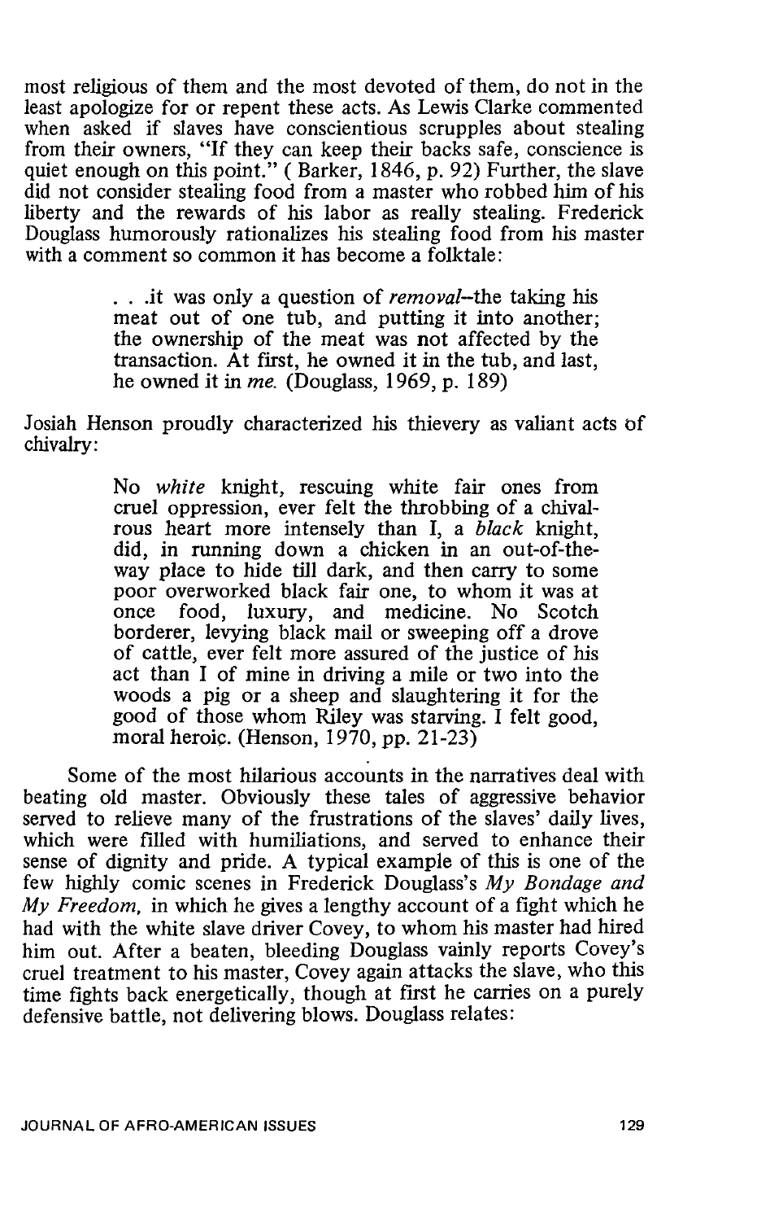most religious of them and the most devoted of them, do not in the least apologize for or repent these acts. As Lewis Clarke commented when asked if slaves have conscientious scruples about stealing from their owners, "If they can keep their backs safe, conscience is quiet enough on this point." ( Barker, 1846, p. 92) Further, the slave did not consider stealing food from a master who robbed him of his liberty and the rewards of his labor as really stealing. Frederick Douglass humorously rationalizes his stealing food from his master with a comment so common it has become a folktale:

> . . .it was only a question of *removal*–the taking his meat out of one tub, and putting it into another; the ownership of the meat was not affected by the transaction. At first, he owned it in the tub, and last, he owned it in *me*. (Douglass, 1969, p. 189)

Josiah Henson proudly characterized his thievery as valiant acts of chivalry:

> No *white* knight, rescuing white fair ones from cruel oppression, ever felt the throbbing of a chivalrous heart more intensely than I, a *black* knight, did, in running down a chicken in an out-of-the-way place to hide till dark, and then carry to some poor overworked black fair one, to whom it was at once food, luxury, and medicine. No Scotch borderer, levying black mail or sweeping off a drove of cattle, ever felt more assured of the justice of his act than I of mine in driving a mile or two into the woods a pig or a sheep and slaughtering it for the good of those whom Riley was starving. I felt good, moral heroic. (Henson, 1970, pp. 21-23)

Some of the most hilarious accounts in the narratives deal with beating old master. Obviously these tales of aggressive behavior served to relieve many of the frustrations of the slaves' daily lives, which were filled with humiliations, and served to enhance their sense of dignity and pride. A typical example of this is one of the few highly comic scenes in Frederick Douglass's *My Bondage and My Freedom*, in which he gives a lengthy account of a fight which he had with the white slave driver Covey, to whom his master had hired him out. After a beaten, bleeding Douglass vainly reports Covey's cruel treatment to his master, Covey again attacks the slave, who this time fights back energetically, though at first he carries on a purely defensive battle, not delivering blows. Douglass relates: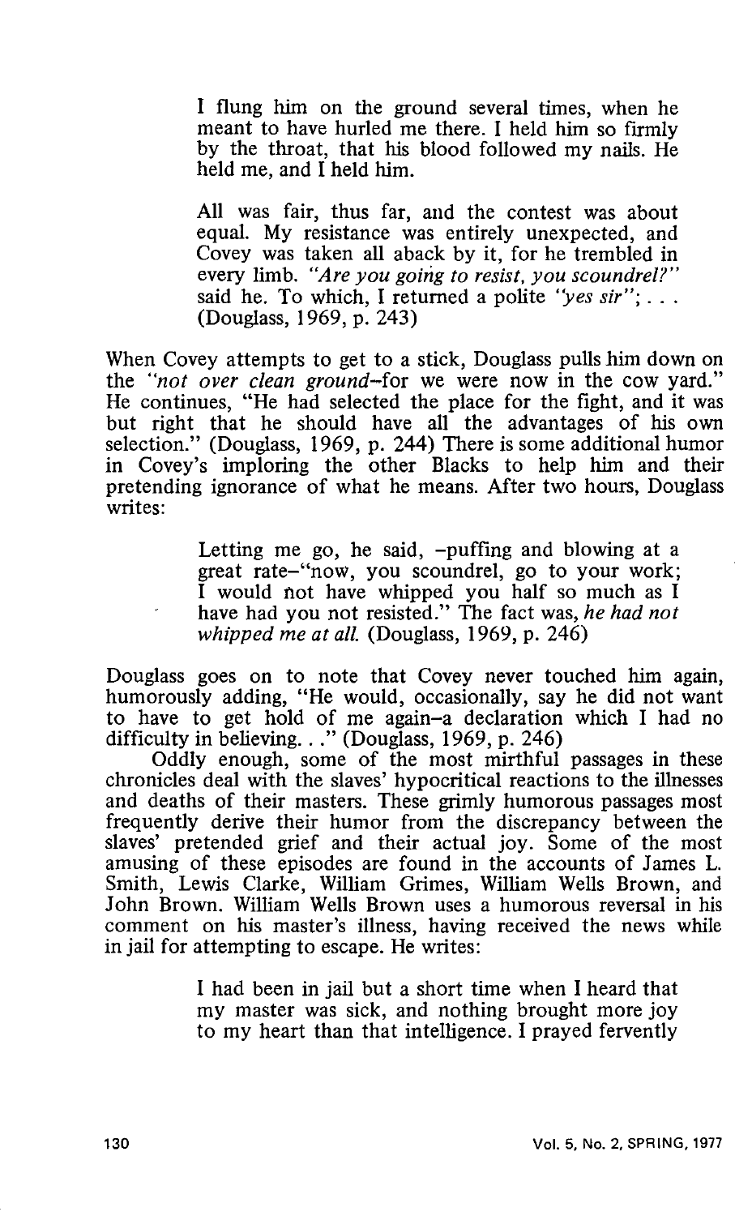> I flung him on the ground several times, when he meant to have hurled me there. I held him so firmly by the throat, that his blood followed my nails. He held me, and I held him.
>
> All was fair, thus far, and the contest was about equal. My resistance was entirely unexpected, and Covey was taken all aback by it, for he trembled in every limb. *"Are you going to resist, you scoundrel?"* said he. To which, I returned a polite *"yes sir"*; . . . (Douglass, 1969, p. 243)

When Covey attempts to get to a stick, Douglass pulls him down on the *"not over clean ground*–for we were now in the cow yard." He continues, "He had selected the place for the fight, and it was but right that he should have all the advantages of his own selection." (Douglass, 1969, p. 244) There is some additional humor in Covey's imploring the other Blacks to help him and their pretending ignorance of what he means. After two hours, Douglass writes:

> Letting me go, he said, –puffing and blowing at a great rate–"now, you scoundrel, go to your work; I would not have whipped you half so much as I have had you not resisted." The fact was, *he had not whipped me at all.* (Douglass, 1969, p. 246)

Douglass goes on to note that Covey never touched him again, humorously adding, "He would, occasionally, say he did not want to have to get hold of me again–a declaration which I had no difficulty in believing. . ." (Douglass, 1969, p. 246)

Oddly enough, some of the most mirthful passages in these chronicles deal with the slaves' hypocritical reactions to the illnesses and deaths of their masters. These grimly humorous passages most frequently derive their humor from the discrepancy between the slaves' pretended grief and their actual joy. Some of the most amusing of these episodes are found in the accounts of James L. Smith, Lewis Clarke, William Grimes, William Wells Brown, and John Brown. William Wells Brown uses a humorous reversal in his comment on his master's illness, having received the news while in jail for attempting to escape. He writes:

> I had been in jail but a short time when I heard that my master was sick, and nothing brought more joy to my heart than that intelligence. I prayed fervently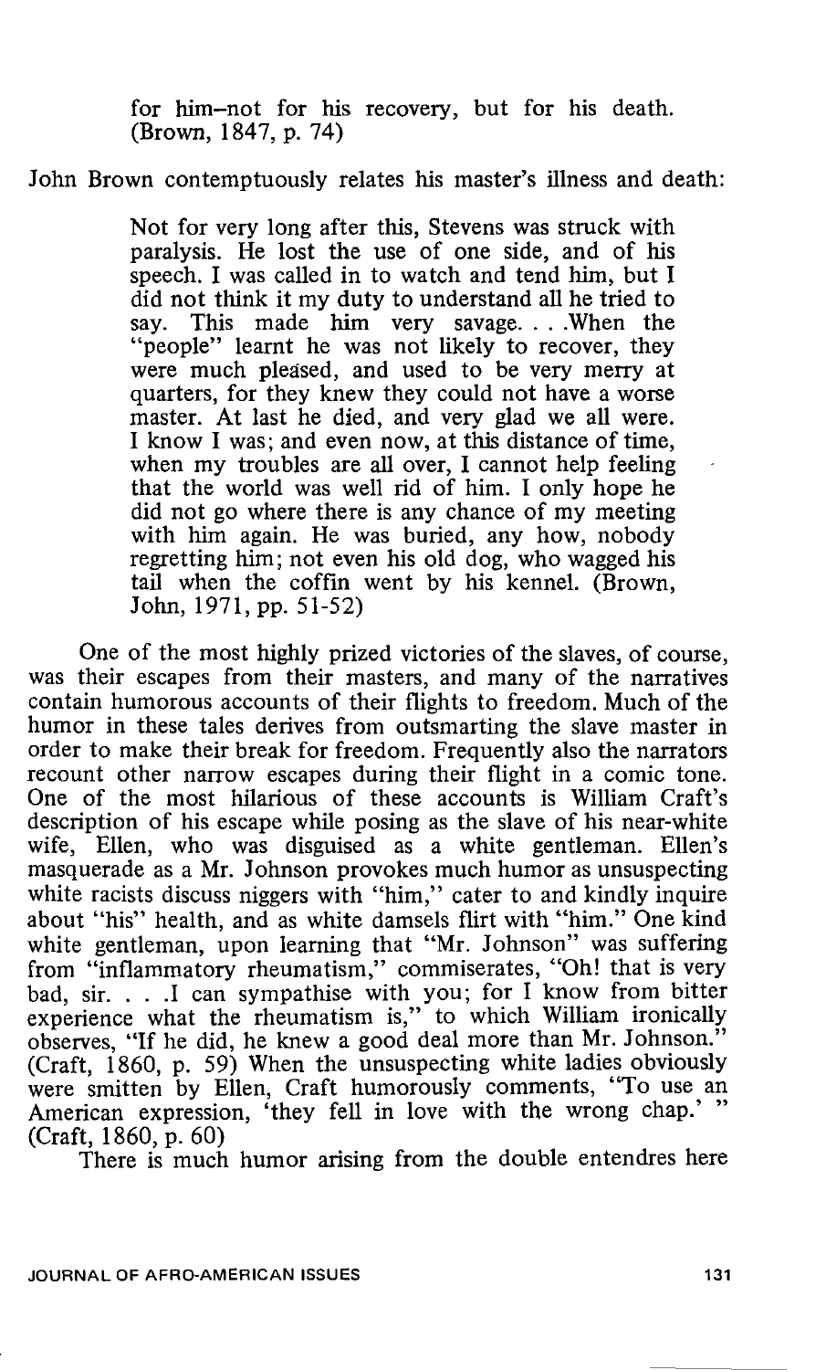> for him–not for his recovery, but for his death. (Brown, 1847, p. 74)

John Brown contemptuously relates his master's illness and death:

> Not for very long after this, Stevens was struck with paralysis. He lost the use of one side, and of his speech. I was called in to watch and tend him, but I did not think it my duty to understand all he tried to say. This made him very savage. . . .When the "people" learnt he was not likely to recover, they were much pleased, and used to be very merry at quarters, for they knew they could not have a worse master. At last he died, and very glad we all were. I know I was; and even now, at this distance of time, when my troubles are all over, I cannot help feeling that the world was well rid of him. I only hope he did not go where there is any chance of my meeting with him again. He was buried, any how, nobody regretting him; not even his old dog, who wagged his tail when the coffin went by his kennel. (Brown, John, 1971, pp. 51-52)

One of the most highly prized victories of the slaves, of course, was their escapes from their masters, and many of the narratives contain humorous accounts of their flights to freedom. Much of the humor in these tales derives from outsmarting the slave master in order to make their break for freedom. Frequently also the narrators recount other narrow escapes during their flight in a comic tone. One of the most hilarious of these accounts is William Craft's description of his escape while posing as the slave of his near-white wife, Ellen, who was disguised as a white gentleman. Ellen's masquerade as a Mr. Johnson provokes much humor as unsuspecting white racists discuss niggers with "him," cater to and kindly inquire about "his" health, and as white damsels flirt with "him." One kind white gentleman, upon learning that "Mr. Johnson" was suffering from "inflammatory rheumatism," commiserates, "Oh! that is very bad, sir. . . .I can sympathise with you; for I know from bitter experience what the rheumatism is," to which William ironically observes, "If he did, he knew a good deal more than Mr. Johnson." (Craft, 1860, p. 59) When the unsuspecting white ladies obviously were smitten by Ellen, Craft humorously comments, "To use an American expression, 'they fell in love with the wrong chap.' " (Craft, 1860, p. 60)

There is much humor arising from the double entendres here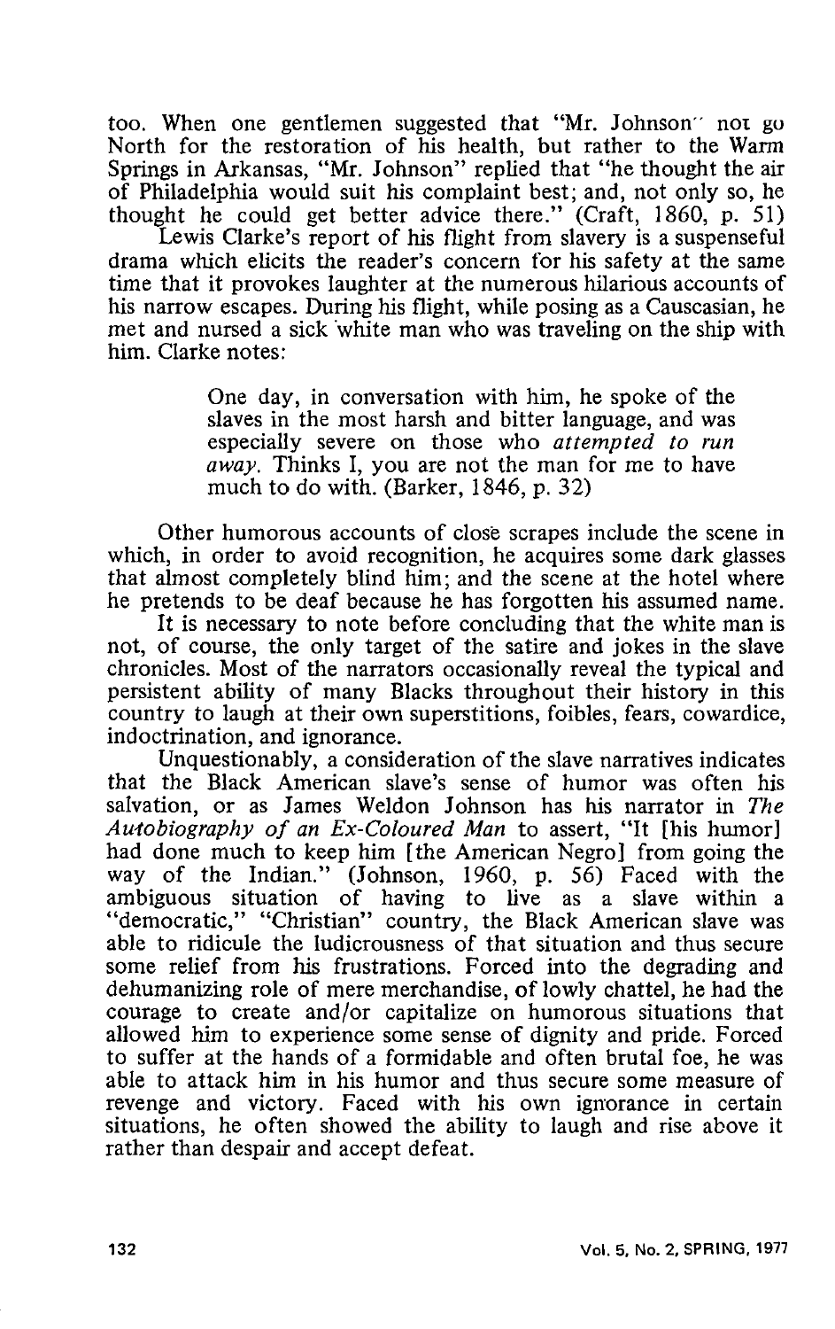too. When one gentlemen suggested that "Mr. Johnson" not go North for the restoration of his health, but rather to the Warm Springs in Arkansas, "Mr. Johnson" replied that "he thought the air of Philadelphia would suit his complaint best; and, not only so, he thought he could get better advice there." (Craft, 1860, p. 51)

Lewis Clarke's report of his flight from slavery is a suspenseful drama which elicits the reader's concern for his safety at the same time that it provokes laughter at the numerous hilarious accounts of his narrow escapes. During his flight, while posing as a Causcasian, he met and nursed a sick white man who was traveling on the ship with him. Clarke notes:

> One day, in conversation with him, he spoke of the slaves in the most harsh and bitter language, and was especially severe on those who *attempted to run away*. Thinks I, you are not the man for me to have much to do with. (Barker, 1846, p. 32)

Other humorous accounts of close scrapes include the scene in which, in order to avoid recognition, he acquires some dark glasses that almost completely blind him; and the scene at the hotel where he pretends to be deaf because he has forgotten his assumed name.

It is necessary to note before concluding that the white man is not, of course, the only target of the satire and jokes in the slave chronicles. Most of the narrators occasionally reveal the typical and persistent ability of many Blacks throughout their history in this country to laugh at their own superstitions, foibles, fears, cowardice, indoctrination, and ignorance.

Unquestionably, a consideration of the slave narratives indicates that the Black American slave's sense of humor was often his salvation, or as James Weldon Johnson has his narrator in *The Autobiography of an Ex-Coloured Man* to assert, "It [his humor] had done much to keep him [the American Negro] from going the way of the Indian." (Johnson, 1960, p. 56) Faced with the ambiguous situation of having to live as a slave within a "democratic," "Christian" country, the Black American slave was able to ridicule the ludicrousness of that situation and thus secure some relief from his frustrations. Forced into the degrading and dehumanizing role of mere merchandise, of lowly chattel, he had the courage to create and/or capitalize on humorous situations that allowed him to experience some sense of dignity and pride. Forced to suffer at the hands of a formidable and often brutal foe, he was able to attack him in his humor and thus secure some measure of revenge and victory. Faced with his own ignorance in certain situations, he often showed the ability to laugh and rise above it rather than despair and accept defeat.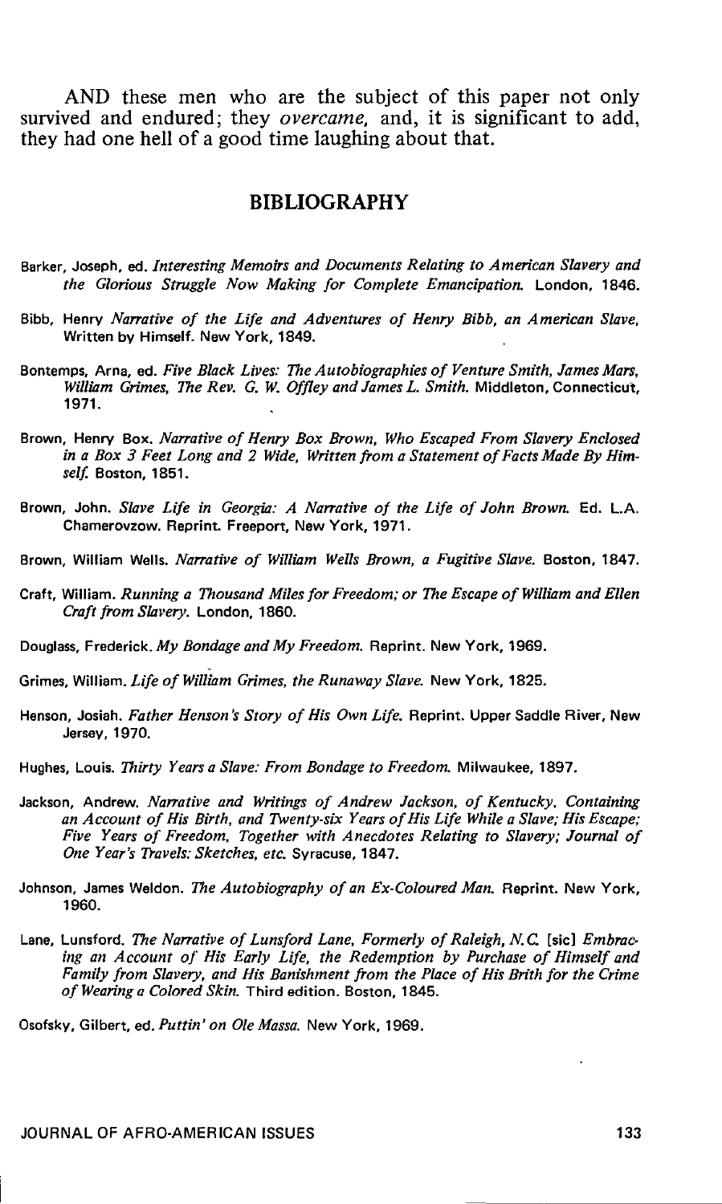AND these men who are the subject of this paper not only survived and endured; they *overcame*, and, it is significant to add, they had one hell of a good time laughing about that.

## BIBLIOGRAPHY

Barker, Joseph, ed. *Interesting Memoirs and Documents Relating to American Slavery and the Glorious Struggle Now Making for Complete Emancipation.* London, 1846.

Bibb, Henry *Narrative of the Life and Adventures of Henry Bibb, an American Slave,* Written by Himself. New York, 1849.

Bontemps, Arna, ed. *Five Black Lives: The Autobiographies of Venture Smith, James Mars, William Grimes, The Rev. G. W. Offley and James L. Smith.* Middleton, Connecticut, 1971.

Brown, Henry Box. *Narrative of Henry Box Brown, Who Escaped From Slavery Enclosed in a Box 3 Feet Long and 2 Wide, Written from a Statement of Facts Made By Himself.* Boston, 1851.

Brown, John. *Slave Life in Georgia: A Narrative of the Life of John Brown.* Ed. L.A. Chamerovzow. Reprint. Freeport, New York, 1971.

Brown, William Wells. *Narrative of William Wells Brown, a Fugitive Slave.* Boston, 1847.

Craft, William. *Running a Thousand Miles for Freedom; or The Escape of William and Ellen Craft from Slavery.* London, 1860.

Douglass, Frederick. *My Bondage and My Freedom.* Reprint. New York, 1969.

Grimes, William. *Life of William Grimes, the Runaway Slave.* New York, 1825.

Henson, Josiah. *Father Henson's Story of His Own Life.* Reprint. Upper Saddle River, New Jersey, 1970.

Hughes, Louis. *Thirty Years a Slave: From Bondage to Freedom.* Milwaukee, 1897.

Jackson, Andrew. *Narrative and Writings of Andrew Jackson, of Kentucky, Containing an Account of His Birth, and Twenty-six Years of His Life While a Slave; His Escape; Five Years of Freedom, Together with Anecdotes Relating to Slavery; Journal of One Year's Travels: Sketches, etc.* Syracuse, 1847.

Johnson, James Weldon. *The Autobiography of an Ex-Coloured Man.* Reprint. New York, 1960.

Lane, Lunsford. *The Narrative of Lunsford Lane, Formerly of Raleigh, N.C.* [sic] *Embracing an Account of His Early Life, the Redemption by Purchase of Himself and Family from Slavery, and His Banishment from the Place of His Brith for the Crime of Wearing a Colored Skin.* Third edition. Boston, 1845.

Osofsky, Gilbert, ed. *Puttin' on Ole Massa.* New York, 1969.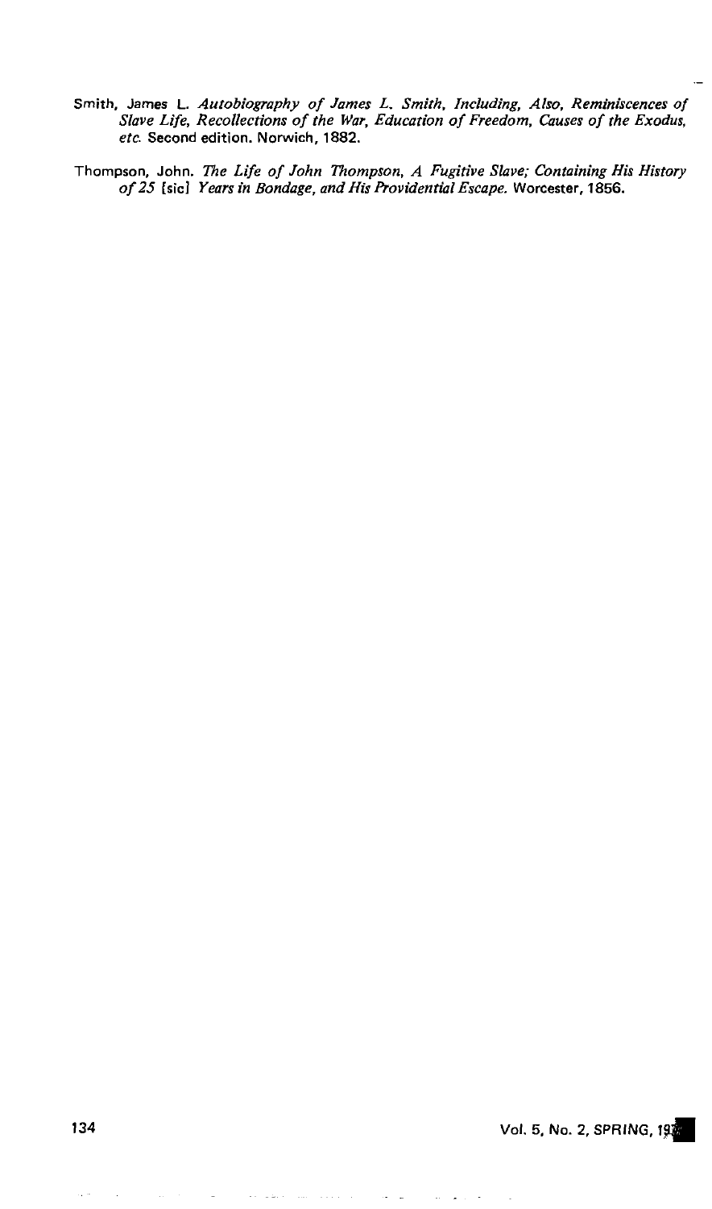Smith, James L. *Autobiography of James L. Smith, Including, Also, Reminiscences of Slave Life, Recollections of the War, Education of Freedom, Causes of the Exodus, etc.* Second edition. Norwich, 1882.

Thompson, John. *The Life of John Thompson, A Fugitive Slave; Containing His History of 25* [sic] *Years in Bondage, and His Providential Escape.* Worcester, 1856.